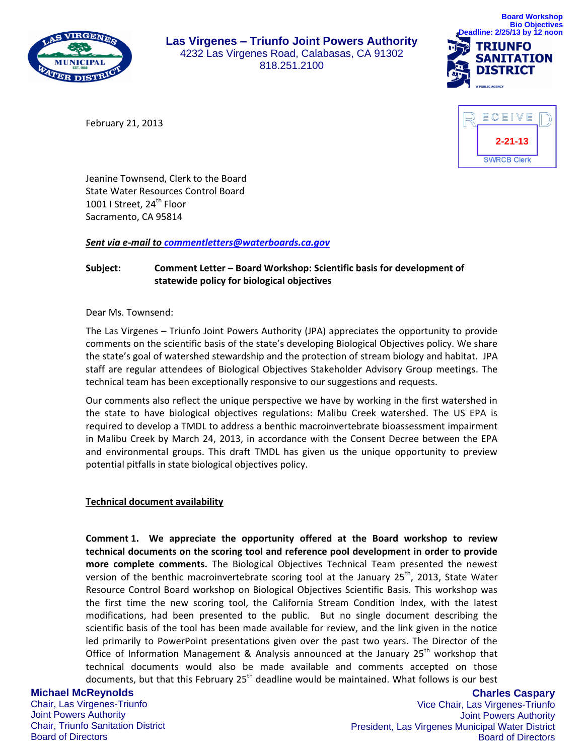Board Workshop
Bio Objectives
Deadline: 2/25/13 by 12 noon

**Las Virgenes – Triunfo Joint Powers Authority**
4232 Las Virgenes Road, Calabasas, CA 91302
818.251.2100

RECEIVED
2-21-13
SWRCB Clerk

February 21, 2013

Jeanine Townsend, Clerk to the Board
State Water Resources Control Board
1001 I Street, 24th Floor
Sacramento, CA 95814

***Sent via e-mail to commentletters@waterboards.ca.gov***

**Subject: Comment Letter – Board Workshop: Scientific basis for development of statewide policy for biological objectives**

Dear Ms. Townsend:

The Las Virgenes – Triunfo Joint Powers Authority (JPA) appreciates the opportunity to provide comments on the scientific basis of the state's developing Biological Objectives policy. We share the state's goal of watershed stewardship and the protection of stream biology and habitat. JPA staff are regular attendees of Biological Objectives Stakeholder Advisory Group meetings. The technical team has been exceptionally responsive to our suggestions and requests.

Our comments also reflect the unique perspective we have by working in the first watershed in the state to have biological objectives regulations: Malibu Creek watershed. The US EPA is required to develop a TMDL to address a benthic macroinvertebrate bioassessment impairment in Malibu Creek by March 24, 2013, in accordance with the Consent Decree between the EPA and environmental groups. This draft TMDL has given us the unique opportunity to preview potential pitfalls in state biological objectives policy.

**Technical document availability**

**Comment 1. We appreciate the opportunity offered at the Board workshop to review technical documents on the scoring tool and reference pool development in order to provide more complete comments.** The Biological Objectives Technical Team presented the newest version of the benthic macroinvertebrate scoring tool at the January 25th, 2013, State Water Resource Control Board workshop on Biological Objectives Scientific Basis. This workshop was the first time the new scoring tool, the California Stream Condition Index, with the latest modifications, had been presented to the public. But no single document describing the scientific basis of the tool has been made available for review, and the link given in the notice led primarily to PowerPoint presentations given over the past two years. The Director of the Office of Information Management & Analysis announced at the January 25th workshop that technical documents would also be made available and comments accepted on those documents, but that this February 25th deadline would be maintained. What follows is our best

**Michael McReynolds**
Chair, Las Virgenes-Triunfo Joint Powers Authority
Chair, Triunfo Sanitation District Board of Directors

**Charles Caspary**
Vice Chair, Las Virgenes-Triunfo Joint Powers Authority
President, Las Virgenes Municipal Water District Board of Directors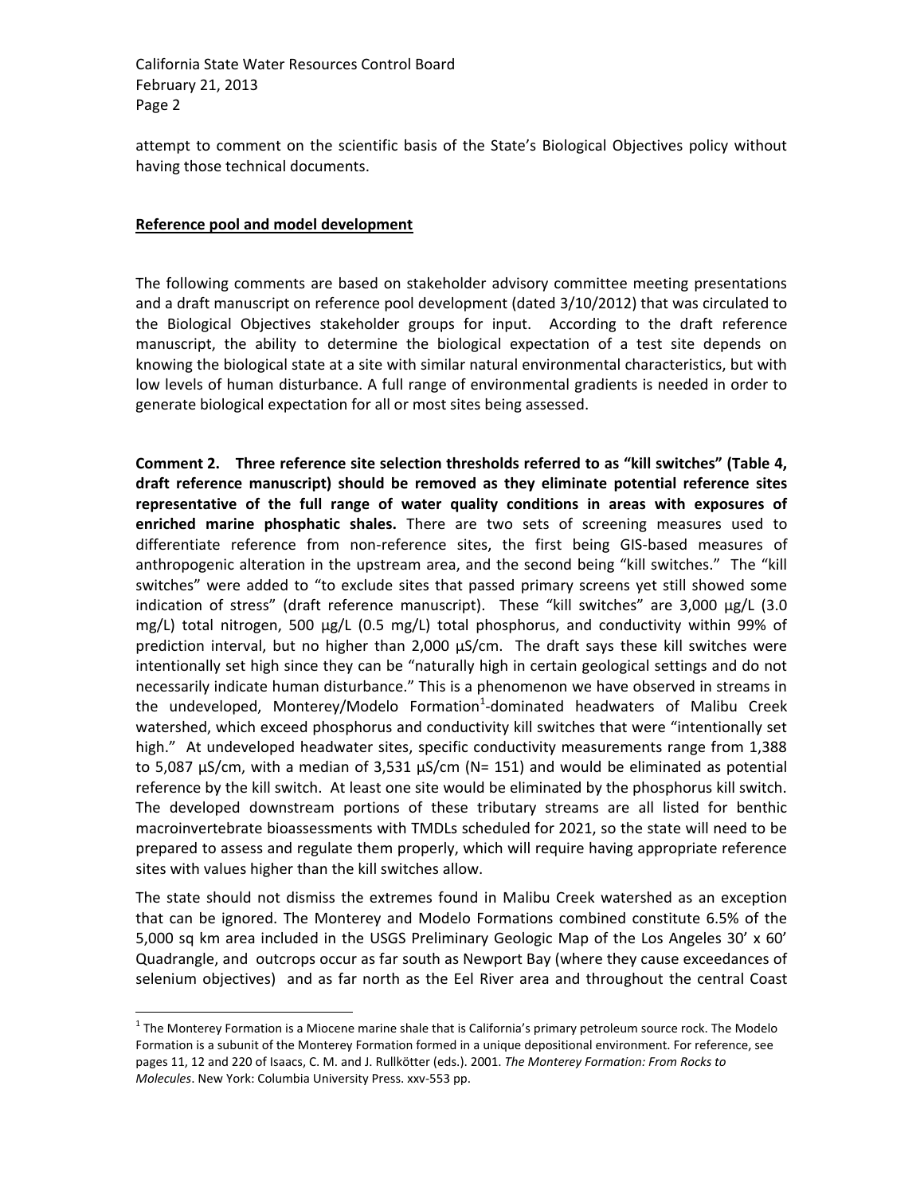attempt to comment on the scientific basis of the State's Biological Objectives policy without having those technical documents.

**Reference pool and model development**

The following comments are based on stakeholder advisory committee meeting presentations and a draft manuscript on reference pool development (dated 3/10/2012) that was circulated to the Biological Objectives stakeholder groups for input. According to the draft reference manuscript, the ability to determine the biological expectation of a test site depends on knowing the biological state at a site with similar natural environmental characteristics, but with low levels of human disturbance. A full range of environmental gradients is needed in order to generate biological expectation for all or most sites being assessed.

**Comment 2. Three reference site selection thresholds referred to as "kill switches" (Table 4, draft reference manuscript) should be removed as they eliminate potential reference sites representative of the full range of water quality conditions in areas with exposures of enriched marine phosphatic shales.** There are two sets of screening measures used to differentiate reference from non-reference sites, the first being GIS-based measures of anthropogenic alteration in the upstream area, and the second being "kill switches." The "kill switches" were added to "to exclude sites that passed primary screens yet still showed some indication of stress" (draft reference manuscript). These "kill switches" are 3,000 µg/L (3.0 mg/L) total nitrogen, 500 µg/L (0.5 mg/L) total phosphorus, and conductivity within 99% of prediction interval, but no higher than 2,000 µS/cm. The draft says these kill switches were intentionally set high since they can be "naturally high in certain geological settings and do not necessarily indicate human disturbance." This is a phenomenon we have observed in streams in the undeveloped, Monterey/Modelo Formation[1]-dominated headwaters of Malibu Creek watershed, which exceed phosphorus and conductivity kill switches that were "intentionally set high." At undeveloped headwater sites, specific conductivity measurements range from 1,388 to 5,087 µS/cm, with a median of 3,531 µS/cm (N= 151) and would be eliminated as potential reference by the kill switch. At least one site would be eliminated by the phosphorus kill switch. The developed downstream portions of these tributary streams are all listed for benthic macroinvertebrate bioassessments with TMDLs scheduled for 2021, so the state will need to be prepared to assess and regulate them properly, which will require having appropriate reference sites with values higher than the kill switches allow.

The state should not dismiss the extremes found in Malibu Creek watershed as an exception that can be ignored. The Monterey and Modelo Formations combined constitute 6.5% of the 5,000 sq km area included in the USGS Preliminary Geologic Map of the Los Angeles 30' x 60' Quadrangle, and outcrops occur as far south as Newport Bay (where they cause exceedances of selenium objectives) and as far north as the Eel River area and throughout the central Coast

[1] The Monterey Formation is a Miocene marine shale that is California's primary petroleum source rock. The Modelo Formation is a subunit of the Monterey Formation formed in a unique depositional environment. For reference, see pages 11, 12 and 220 of Isaacs, C. M. and J. Rullkötter (eds.). 2001. *The Monterey Formation: From Rocks to Molecules*. New York: Columbia University Press. xxv-553 pp.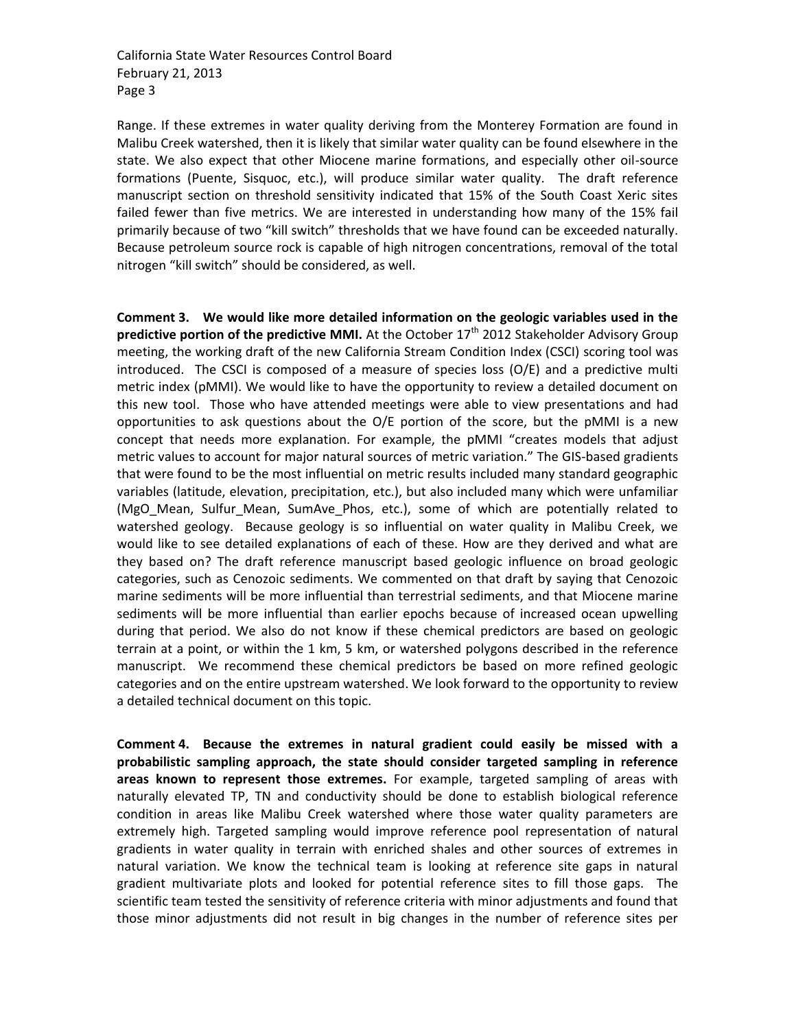Range. If these extremes in water quality deriving from the Monterey Formation are found in Malibu Creek watershed, then it is likely that similar water quality can be found elsewhere in the state. We also expect that other Miocene marine formations, and especially other oil-source formations (Puente, Sisquoc, etc.), will produce similar water quality. The draft reference manuscript section on threshold sensitivity indicated that 15% of the South Coast Xeric sites failed fewer than five metrics. We are interested in understanding how many of the 15% fail primarily because of two "kill switch" thresholds that we have found can be exceeded naturally. Because petroleum source rock is capable of high nitrogen concentrations, removal of the total nitrogen "kill switch" should be considered, as well.

**Comment 3. We would like more detailed information on the geologic variables used in the predictive portion of the predictive MMI.** At the October 17th 2012 Stakeholder Advisory Group meeting, the working draft of the new California Stream Condition Index (CSCI) scoring tool was introduced. The CSCI is composed of a measure of species loss (O/E) and a predictive multi metric index (pMMI). We would like to have the opportunity to review a detailed document on this new tool. Those who have attended meetings were able to view presentations and had opportunities to ask questions about the O/E portion of the score, but the pMMI is a new concept that needs more explanation. For example, the pMMI "creates models that adjust metric values to account for major natural sources of metric variation." The GIS-based gradients that were found to be the most influential on metric results included many standard geographic variables (latitude, elevation, precipitation, etc.), but also included many which were unfamiliar (MgO_Mean, Sulfur_Mean, SumAve_Phos, etc.), some of which are potentially related to watershed geology. Because geology is so influential on water quality in Malibu Creek, we would like to see detailed explanations of each of these. How are they derived and what are they based on? The draft reference manuscript based geologic influence on broad geologic categories, such as Cenozoic sediments. We commented on that draft by saying that Cenozoic marine sediments will be more influential than terrestrial sediments, and that Miocene marine sediments will be more influential than earlier epochs because of increased ocean upwelling during that period. We also do not know if these chemical predictors are based on geologic terrain at a point, or within the 1 km, 5 km, or watershed polygons described in the reference manuscript. We recommend these chemical predictors be based on more refined geologic categories and on the entire upstream watershed. We look forward to the opportunity to review a detailed technical document on this topic.

**Comment 4. Because the extremes in natural gradient could easily be missed with a probabilistic sampling approach, the state should consider targeted sampling in reference areas known to represent those extremes.** For example, targeted sampling of areas with naturally elevated TP, TN and conductivity should be done to establish biological reference condition in areas like Malibu Creek watershed where those water quality parameters are extremely high. Targeted sampling would improve reference pool representation of natural gradients in water quality in terrain with enriched shales and other sources of extremes in natural variation. We know the technical team is looking at reference site gaps in natural gradient multivariate plots and looked for potential reference sites to fill those gaps. The scientific team tested the sensitivity of reference criteria with minor adjustments and found that those minor adjustments did not result in big changes in the number of reference sites per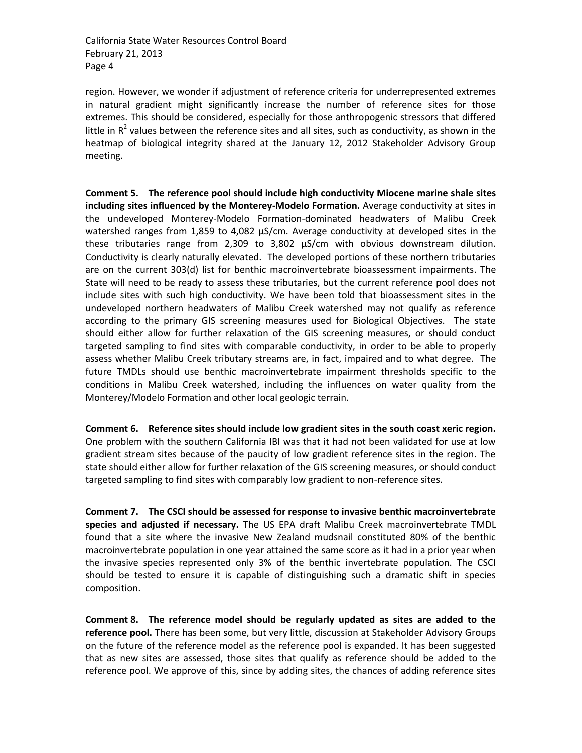region. However, we wonder if adjustment of reference criteria for underrepresented extremes in natural gradient might significantly increase the number of reference sites for those extremes. This should be considered, especially for those anthropogenic stressors that differed little in $R^2$ values between the reference sites and all sites, such as conductivity, as shown in the heatmap of biological integrity shared at the January 12, 2012 Stakeholder Advisory Group meeting.

**Comment 5. The reference pool should include high conductivity Miocene marine shale sites including sites influenced by the Monterey-Modelo Formation.** Average conductivity at sites in the undeveloped Monterey-Modelo Formation-dominated headwaters of Malibu Creek watershed ranges from 1,859 to 4,082 µS/cm. Average conductivity at developed sites in the these tributaries range from 2,309 to 3,802 µS/cm with obvious downstream dilution. Conductivity is clearly naturally elevated. The developed portions of these northern tributaries are on the current 303(d) list for benthic macroinvertebrate bioassessment impairments. The State will need to be ready to assess these tributaries, but the current reference pool does not include sites with such high conductivity. We have been told that bioassessment sites in the undeveloped northern headwaters of Malibu Creek watershed may not qualify as reference according to the primary GIS screening measures used for Biological Objectives. The state should either allow for further relaxation of the GIS screening measures, or should conduct targeted sampling to find sites with comparable conductivity, in order to be able to properly assess whether Malibu Creek tributary streams are, in fact, impaired and to what degree. The future TMDLs should use benthic macroinvertebrate impairment thresholds specific to the conditions in Malibu Creek watershed, including the influences on water quality from the Monterey/Modelo Formation and other local geologic terrain.

**Comment 6. Reference sites should include low gradient sites in the south coast xeric region.** One problem with the southern California IBI was that it had not been validated for use at low gradient stream sites because of the paucity of low gradient reference sites in the region. The state should either allow for further relaxation of the GIS screening measures, or should conduct targeted sampling to find sites with comparably low gradient to non-reference sites.

**Comment 7. The CSCI should be assessed for response to invasive benthic macroinvertebrate species and adjusted if necessary.** The US EPA draft Malibu Creek macroinvertebrate TMDL found that a site where the invasive New Zealand mudsnail constituted 80% of the benthic macroinvertebrate population in one year attained the same score as it had in a prior year when the invasive species represented only 3% of the benthic invertebrate population. The CSCI should be tested to ensure it is capable of distinguishing such a dramatic shift in species composition.

**Comment 8. The reference model should be regularly updated as sites are added to the reference pool.** There has been some, but very little, discussion at Stakeholder Advisory Groups on the future of the reference model as the reference pool is expanded. It has been suggested that as new sites are assessed, those sites that qualify as reference should be added to the reference pool. We approve of this, since by adding sites, the chances of adding reference sites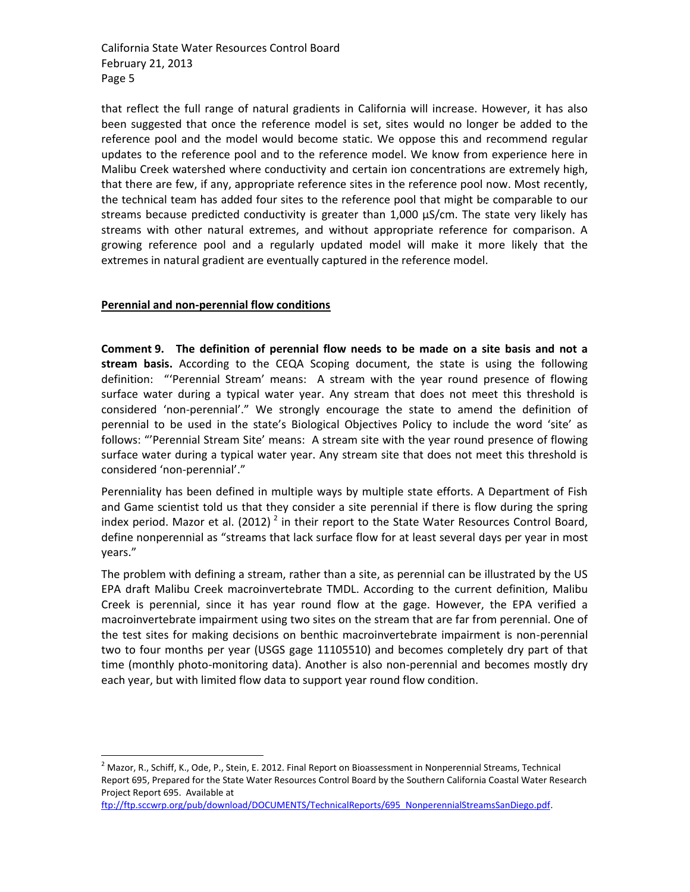that reflect the full range of natural gradients in California will increase. However, it has also been suggested that once the reference model is set, sites would no longer be added to the reference pool and the model would become static. We oppose this and recommend regular updates to the reference pool and to the reference model. We know from experience here in Malibu Creek watershed where conductivity and certain ion concentrations are extremely high, that there are few, if any, appropriate reference sites in the reference pool now. Most recently, the technical team has added four sites to the reference pool that might be comparable to our streams because predicted conductivity is greater than 1,000 µS/cm. The state very likely has streams with other natural extremes, and without appropriate reference for comparison. A growing reference pool and a regularly updated model will make it more likely that the extremes in natural gradient are eventually captured in the reference model.

## Perennial and non-perennial flow conditions

**Comment 9. The definition of perennial flow needs to be made on a site basis and not a stream basis.** According to the CEQA Scoping document, the state is using the following definition: "'Perennial Stream' means: A stream with the year round presence of flowing surface water during a typical water year. Any stream that does not meet this threshold is considered 'non-perennial'." We strongly encourage the state to amend the definition of perennial to be used in the state's Biological Objectives Policy to include the word 'site' as follows: "'Perennial Stream Site' means: A stream site with the year round presence of flowing surface water during a typical water year. Any stream site that does not meet this threshold is considered 'non-perennial'."

Perenniality has been defined in multiple ways by multiple state efforts. A Department of Fish and Game scientist told us that they consider a site perennial if there is flow during the spring index period. Mazor et al. (2012) [2] in their report to the State Water Resources Control Board, define nonperennial as "streams that lack surface flow for at least several days per year in most years."

The problem with defining a stream, rather than a site, as perennial can be illustrated by the US EPA draft Malibu Creek macroinvertebrate TMDL. According to the current definition, Malibu Creek is perennial, since it has year round flow at the gage. However, the EPA verified a macroinvertebrate impairment using two sites on the stream that are far from perennial. One of the test sites for making decisions on benthic macroinvertebrate impairment is non-perennial two to four months per year (USGS gage 11105510) and becomes completely dry part of that time (monthly photo-monitoring data). Another is also non-perennial and becomes mostly dry each year, but with limited flow data to support year round flow condition.

---

[2] Mazor, R., Schiff, K., Ode, P., Stein, E. 2012. Final Report on Bioassessment in Nonperennial Streams, Technical Report 695, Prepared for the State Water Resources Control Board by the Southern California Coastal Water Research Project Report 695. Available at ftp://ftp.sccwrp.org/pub/download/DOCUMENTS/TechnicalReports/695_NonperennialStreamsSanDiego.pdf.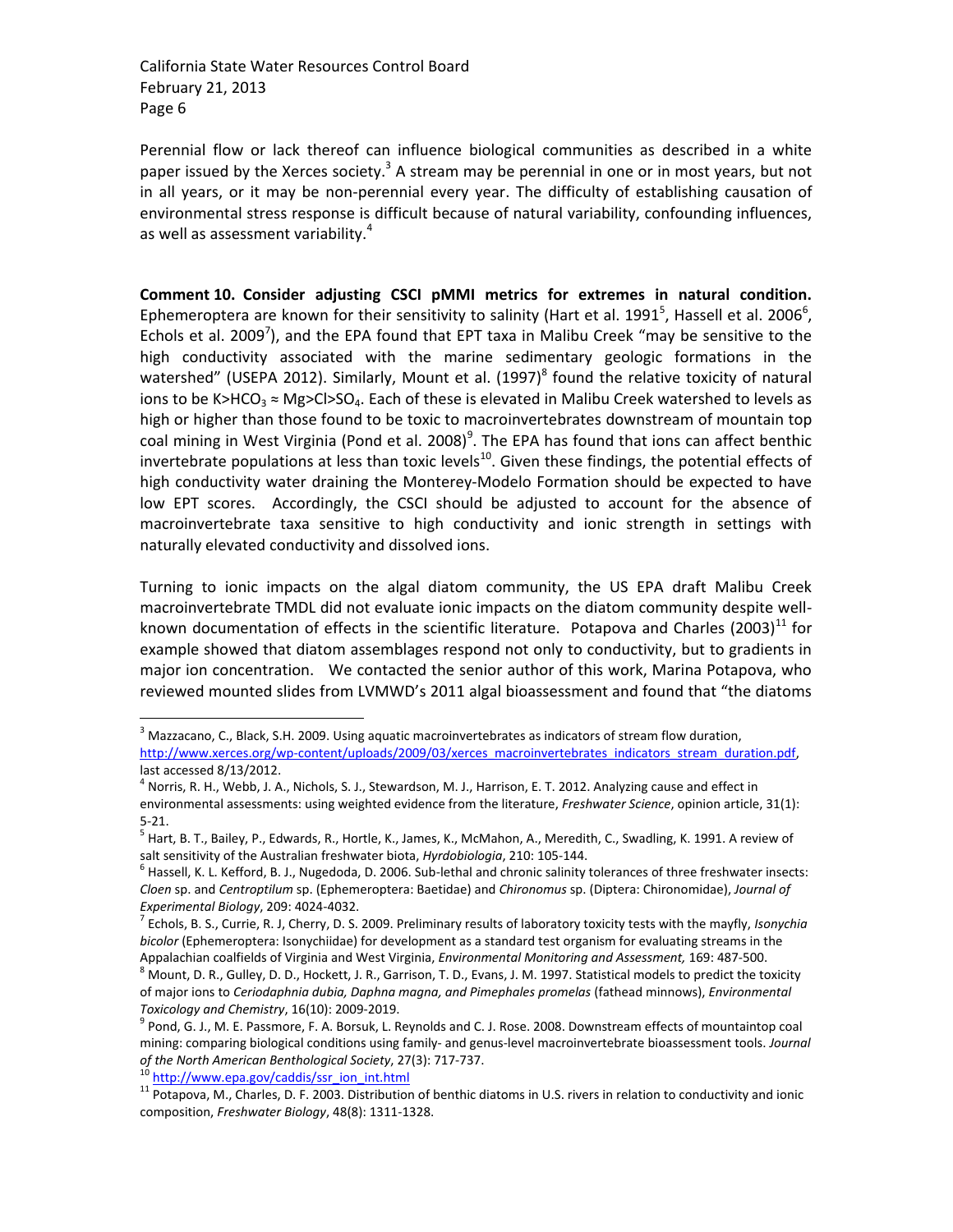Perennial flow or lack thereof can influence biological communities as described in a white paper issued by the Xerces society.[3] A stream may be perennial in one or in most years, but not in all years, or it may be non-perennial every year. The difficulty of establishing causation of environmental stress response is difficult because of natural variability, confounding influences, as well as assessment variability.[4]

**Comment 10. Consider adjusting CSCI pMMI metrics for extremes in natural condition.** Ephemeroptera are known for their sensitivity to salinity (Hart et al. 1991[5], Hassell et al. 2006[6], Echols et al. 2009[7]), and the EPA found that EPT taxa in Malibu Creek "may be sensitive to the high conductivity associated with the marine sedimentary geologic formations in the watershed" (USEPA 2012). Similarly, Mount et al. (1997)[8] found the relative toxicity of natural ions to be K>$HCO_3$ ≈ Mg>Cl>$SO_4$. Each of these is elevated in Malibu Creek watershed to levels as high or higher than those found to be toxic to macroinvertebrates downstream of mountain top coal mining in West Virginia (Pond et al. 2008)[9]. The EPA has found that ions can affect benthic invertebrate populations at less than toxic levels[10]. Given these findings, the potential effects of high conductivity water draining the Monterey-Modelo Formation should be expected to have low EPT scores. Accordingly, the CSCI should be adjusted to account for the absence of macroinvertebrate taxa sensitive to high conductivity and ionic strength in settings with naturally elevated conductivity and dissolved ions.

Turning to ionic impacts on the algal diatom community, the US EPA draft Malibu Creek macroinvertebrate TMDL did not evaluate ionic impacts on the diatom community despite well-known documentation of effects in the scientific literature. Potapova and Charles (2003)[11] for example showed that diatom assemblages respond not only to conductivity, but to gradients in major ion concentration. We contacted the senior author of this work, Marina Potapova, who reviewed mounted slides from LVMWD's 2011 algal bioassessment and found that "the diatoms

---

[3] Mazzacano, C., Black, S.H. 2009. Using aquatic macroinvertebrates as indicators of stream flow duration, http://www.xerces.org/wp-content/uploads/2009/03/xerces_macroinvertebrates_indicators_stream_duration.pdf, last accessed 8/13/2012.

[4] Norris, R. H., Webb, J. A., Nichols, S. J., Stewardson, M. J., Harrison, E. T. 2012. Analyzing cause and effect in environmental assessments: using weighted evidence from the literature, *Freshwater Science*, opinion article, 31(1): 5-21.

[5] Hart, B. T., Bailey, P., Edwards, R., Hortle, K., James, K., McMahon, A., Meredith, C., Swadling, K. 1991. A review of salt sensitivity of the Australian freshwater biota, *Hyrdobiologia*, 210: 105-144.

[6] Hassell, K. L. Kefford, B. J., Nugedoda, D. 2006. Sub-lethal and chronic salinity tolerances of three freshwater insects: *Cloen* sp. and *Centroptilum* sp. (Ephemeroptera: Baetidae) and *Chironomus* sp. (Diptera: Chironomidae), *Journal of Experimental Biology*, 209: 4024-4032.

[7] Echols, B. S., Currie, R. J, Cherry, D. S. 2009. Preliminary results of laboratory toxicity tests with the mayfly, *Isonychia bicolor* (Ephemeroptera: Isonychiidae) for development as a standard test organism for evaluating streams in the Appalachian coalfields of Virginia and West Virginia, *Environmental Monitoring and Assessment,* 169: 487-500.

[8] Mount, D. R., Gulley, D. D., Hockett, J. R., Garrison, T. D., Evans, J. M. 1997. Statistical models to predict the toxicity of major ions to *Ceriodaphnia dubia, Daphna magna, and Pimephales promelas* (fathead minnows), *Environmental Toxicology and Chemistry*, 16(10): 2009-2019.

[9] Pond, G. J., M. E. Passmore, F. A. Borsuk, L. Reynolds and C. J. Rose. 2008. Downstream effects of mountaintop coal mining: comparing biological conditions using family- and genus-level macroinvertebrate bioassessment tools. *Journal of the North American Benthological Society*, 27(3): 717-737.

[10] http://www.epa.gov/caddis/ssr_ion_int.html

[11] Potapova, M., Charles, D. F. 2003. Distribution of benthic diatoms in U.S. rivers in relation to conductivity and ionic composition, *Freshwater Biology*, 48(8): 1311-1328.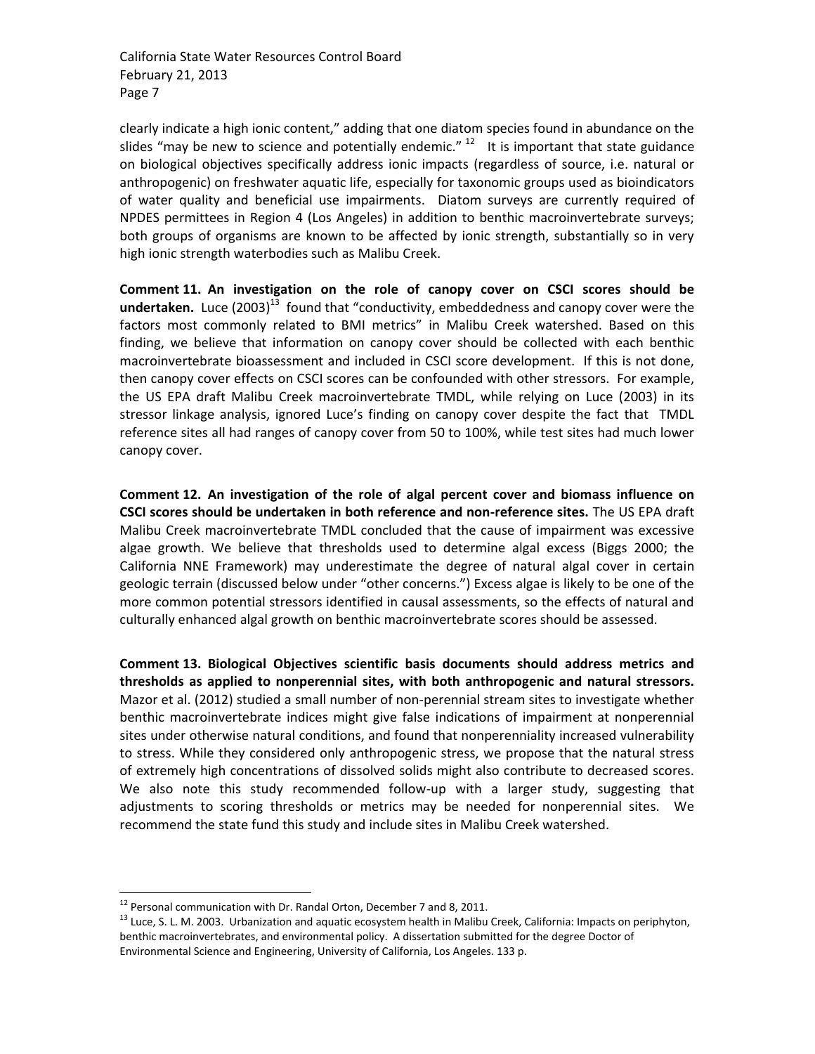clearly indicate a high ionic content," adding that one diatom species found in abundance on the slides "may be new to science and potentially endemic."[12] It is important that state guidance on biological objectives specifically address ionic impacts (regardless of source, i.e. natural or anthropogenic) on freshwater aquatic life, especially for taxonomic groups used as bioindicators of water quality and beneficial use impairments. Diatom surveys are currently required of NPDES permittees in Region 4 (Los Angeles) in addition to benthic macroinvertebrate surveys; both groups of organisms are known to be affected by ionic strength, substantially so in very high ionic strength waterbodies such as Malibu Creek.

**Comment 11. An investigation on the role of canopy cover on CSCI scores should be undertaken.** Luce (2003)[13] found that "conductivity, embeddedness and canopy cover were the factors most commonly related to BMI metrics" in Malibu Creek watershed. Based on this finding, we believe that information on canopy cover should be collected with each benthic macroinvertebrate bioassessment and included in CSCI score development. If this is not done, then canopy cover effects on CSCI scores can be confounded with other stressors. For example, the US EPA draft Malibu Creek macroinvertebrate TMDL, while relying on Luce (2003) in its stressor linkage analysis, ignored Luce's finding on canopy cover despite the fact that TMDL reference sites all had ranges of canopy cover from 50 to 100%, while test sites had much lower canopy cover.

**Comment 12. An investigation of the role of algal percent cover and biomass influence on CSCI scores should be undertaken in both reference and non-reference sites.** The US EPA draft Malibu Creek macroinvertebrate TMDL concluded that the cause of impairment was excessive algae growth. We believe that thresholds used to determine algal excess (Biggs 2000; the California NNE Framework) may underestimate the degree of natural algal cover in certain geologic terrain (discussed below under "other concerns.") Excess algae is likely to be one of the more common potential stressors identified in causal assessments, so the effects of natural and culturally enhanced algal growth on benthic macroinvertebrate scores should be assessed.

**Comment 13. Biological Objectives scientific basis documents should address metrics and thresholds as applied to nonperennial sites, with both anthropogenic and natural stressors.** Mazor et al. (2012) studied a small number of non-perennial stream sites to investigate whether benthic macroinvertebrate indices might give false indications of impairment at nonperennial sites under otherwise natural conditions, and found that nonperenniality increased vulnerability to stress. While they considered only anthropogenic stress, we propose that the natural stress of extremely high concentrations of dissolved solids might also contribute to decreased scores. We also note this study recommended follow-up with a larger study, suggesting that adjustments to scoring thresholds or metrics may be needed for nonperennial sites. We recommend the state fund this study and include sites in Malibu Creek watershed.

---

[12] Personal communication with Dr. Randal Orton, December 7 and 8, 2011.

[13] Luce, S. L. M. 2003. Urbanization and aquatic ecosystem health in Malibu Creek, California: Impacts on periphyton, benthic macroinvertebrates, and environmental policy. A dissertation submitted for the degree Doctor of Environmental Science and Engineering, University of California, Los Angeles. 133 p.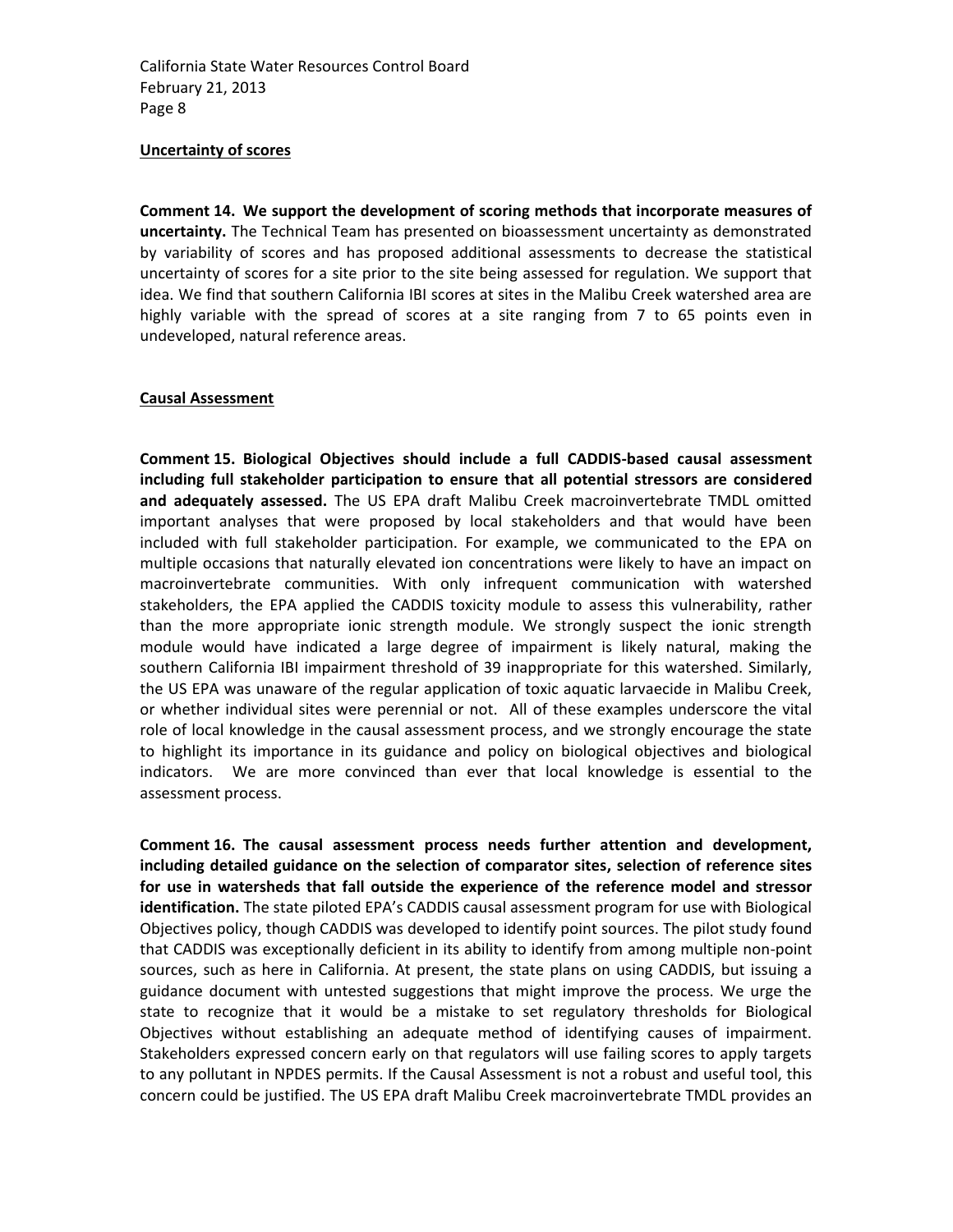**Uncertainty of scores**

**Comment 14. We support the development of scoring methods that incorporate measures of uncertainty.** The Technical Team has presented on bioassessment uncertainty as demonstrated by variability of scores and has proposed additional assessments to decrease the statistical uncertainty of scores for a site prior to the site being assessed for regulation. We support that idea. We find that southern California IBI scores at sites in the Malibu Creek watershed area are highly variable with the spread of scores at a site ranging from 7 to 65 points even in undeveloped, natural reference areas.

**Causal Assessment**

**Comment 15. Biological Objectives should include a full CADDIS-based causal assessment including full stakeholder participation to ensure that all potential stressors are considered and adequately assessed.** The US EPA draft Malibu Creek macroinvertebrate TMDL omitted important analyses that were proposed by local stakeholders and that would have been included with full stakeholder participation. For example, we communicated to the EPA on multiple occasions that naturally elevated ion concentrations were likely to have an impact on macroinvertebrate communities. With only infrequent communication with watershed stakeholders, the EPA applied the CADDIS toxicity module to assess this vulnerability, rather than the more appropriate ionic strength module. We strongly suspect the ionic strength module would have indicated a large degree of impairment is likely natural, making the southern California IBI impairment threshold of 39 inappropriate for this watershed. Similarly, the US EPA was unaware of the regular application of toxic aquatic larvaecide in Malibu Creek, or whether individual sites were perennial or not. All of these examples underscore the vital role of local knowledge in the causal assessment process, and we strongly encourage the state to highlight its importance in its guidance and policy on biological objectives and biological indicators. We are more convinced than ever that local knowledge is essential to the assessment process.

**Comment 16. The causal assessment process needs further attention and development, including detailed guidance on the selection of comparator sites, selection of reference sites for use in watersheds that fall outside the experience of the reference model and stressor identification.** The state piloted EPA's CADDIS causal assessment program for use with Biological Objectives policy, though CADDIS was developed to identify point sources. The pilot study found that CADDIS was exceptionally deficient in its ability to identify from among multiple non-point sources, such as here in California. At present, the state plans on using CADDIS, but issuing a guidance document with untested suggestions that might improve the process. We urge the state to recognize that it would be a mistake to set regulatory thresholds for Biological Objectives without establishing an adequate method of identifying causes of impairment. Stakeholders expressed concern early on that regulators will use failing scores to apply targets to any pollutant in NPDES permits. If the Causal Assessment is not a robust and useful tool, this concern could be justified. The US EPA draft Malibu Creek macroinvertebrate TMDL provides an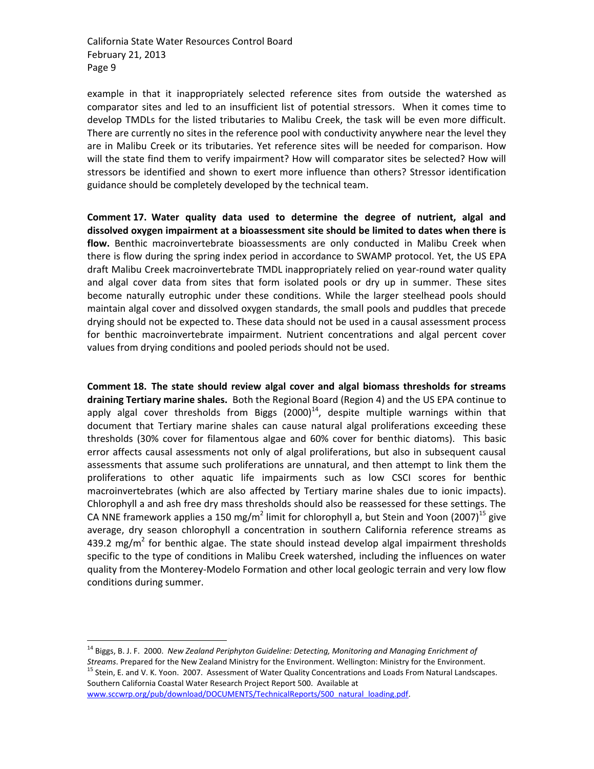example in that it inappropriately selected reference sites from outside the watershed as comparator sites and led to an insufficient list of potential stressors. When it comes time to develop TMDLs for the listed tributaries to Malibu Creek, the task will be even more difficult. There are currently no sites in the reference pool with conductivity anywhere near the level they are in Malibu Creek or its tributaries. Yet reference sites will be needed for comparison. How will the state find them to verify impairment? How will comparator sites be selected? How will stressors be identified and shown to exert more influence than others? Stressor identification guidance should be completely developed by the technical team.

**Comment 17. Water quality data used to determine the degree of nutrient, algal and dissolved oxygen impairment at a bioassessment site should be limited to dates when there is flow.** Benthic macroinvertebrate bioassessments are only conducted in Malibu Creek when there is flow during the spring index period in accordance to SWAMP protocol. Yet, the US EPA draft Malibu Creek macroinvertebrate TMDL inappropriately relied on year-round water quality and algal cover data from sites that form isolated pools or dry up in summer. These sites become naturally eutrophic under these conditions. While the larger steelhead pools should maintain algal cover and dissolved oxygen standards, the small pools and puddles that precede drying should not be expected to. These data should not be used in a causal assessment process for benthic macroinvertebrate impairment. Nutrient concentrations and algal percent cover values from drying conditions and pooled periods should not be used.

**Comment 18. The state should review algal cover and algal biomass thresholds for streams draining Tertiary marine shales.** Both the Regional Board (Region 4) and the US EPA continue to apply algal cover thresholds from Biggs (2000)[14], despite multiple warnings within that document that Tertiary marine shales can cause natural algal proliferations exceeding these thresholds (30% cover for filamentous algae and 60% cover for benthic diatoms). This basic error affects causal assessments not only of algal proliferations, but also in subsequent causal assessments that assume such proliferations are unnatural, and then attempt to link them the proliferations to other aquatic life impairments such as low CSCI scores for benthic macroinvertebrates (which are also affected by Tertiary marine shales due to ionic impacts). Chlorophyll a and ash free dry mass thresholds should also be reassessed for these settings. The CA NNE framework applies a 150 mg/m$^2$ limit for chlorophyll a, but Stein and Yoon (2007)[15] give average, dry season chlorophyll a concentration in southern California reference streams as 439.2 mg/m$^2$ for benthic algae. The state should instead develop algal impairment thresholds specific to the type of conditions in Malibu Creek watershed, including the influences on water quality from the Monterey-Modelo Formation and other local geologic terrain and very low flow conditions during summer.

---

[14] Biggs, B. J. F. 2000. *New Zealand Periphyton Guideline: Detecting, Monitoring and Managing Enrichment of Streams*. Prepared for the New Zealand Ministry for the Environment. Wellington: Ministry for the Environment.

[15] Stein, E. and V. K. Yoon. 2007. Assessment of Water Quality Concentrations and Loads From Natural Landscapes. Southern California Coastal Water Research Project Report 500. Available at www.sccwrp.org/pub/download/DOCUMENTS/TechnicalReports/500_natural_loading.pdf.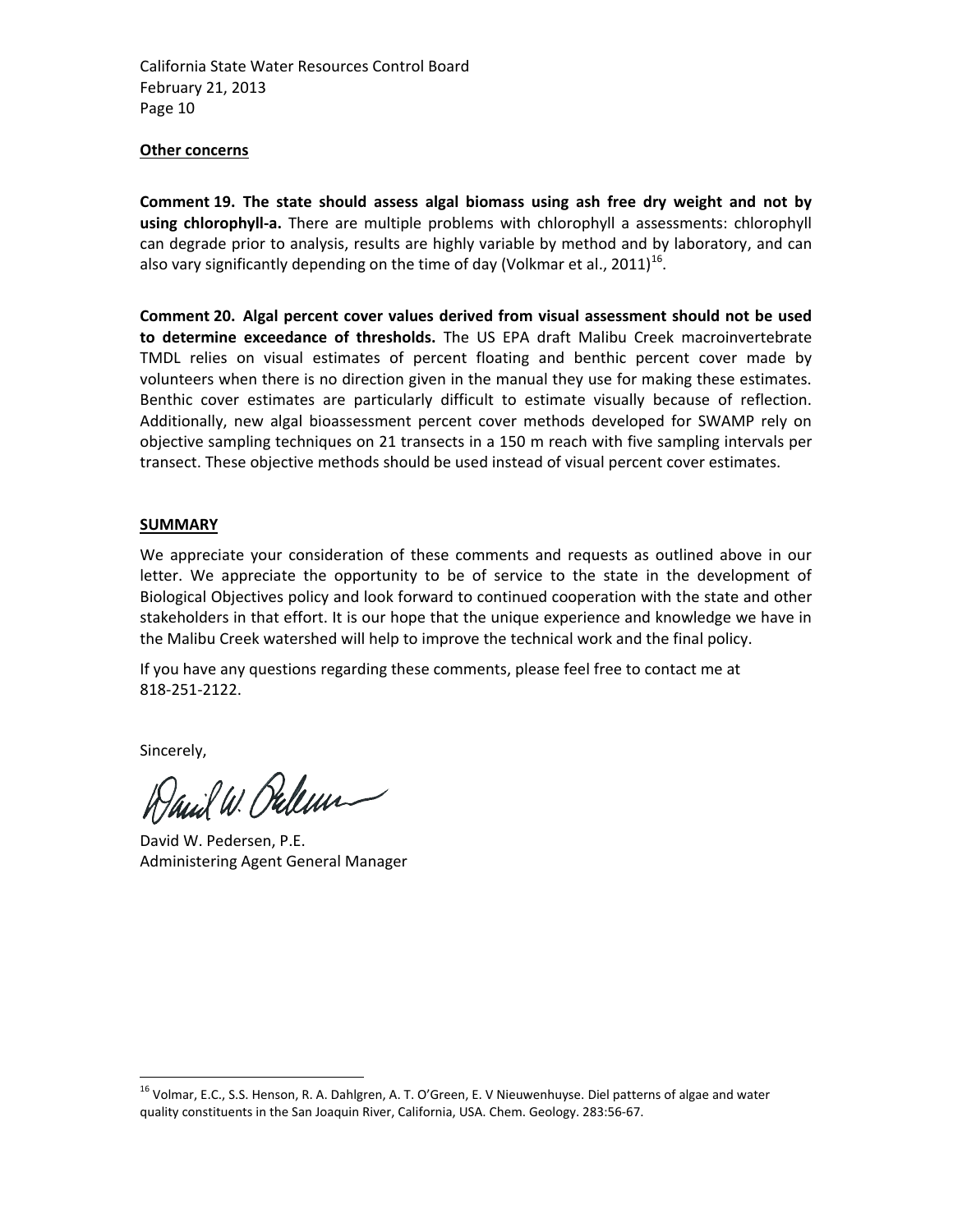**Other concerns**

**Comment 19. The state should assess algal biomass using ash free dry weight and not by using chlorophyll-a.** There are multiple problems with chlorophyll a assessments: chlorophyll can degrade prior to analysis, results are highly variable by method and by laboratory, and can also vary significantly depending on the time of day (Volkmar et al., 2011)[16].

**Comment 20. Algal percent cover values derived from visual assessment should not be used to determine exceedance of thresholds.** The US EPA draft Malibu Creek macroinvertebrate TMDL relies on visual estimates of percent floating and benthic percent cover made by volunteers when there is no direction given in the manual they use for making these estimates. Benthic cover estimates are particularly difficult to estimate visually because of reflection. Additionally, new algal bioassessment percent cover methods developed for SWAMP rely on objective sampling techniques on 21 transects in a 150 m reach with five sampling intervals per transect. These objective methods should be used instead of visual percent cover estimates.

**SUMMARY**

We appreciate your consideration of these comments and requests as outlined above in our letter. We appreciate the opportunity to be of service to the state in the development of Biological Objectives policy and look forward to continued cooperation with the state and other stakeholders in that effort. It is our hope that the unique experience and knowledge we have in the Malibu Creek watershed will help to improve the technical work and the final policy.

If you have any questions regarding these comments, please feel free to contact me at 818-251-2122.

Sincerely,

David W. Pedersen, P.E.
Administering Agent General Manager

[16] Volmar, E.C., S.S. Henson, R. A. Dahlgren, A. T. O'Green, E. V Nieuwenhuyse. Diel patterns of algae and water quality constituents in the San Joaquin River, California, USA. Chem. Geology. 283:56-67.